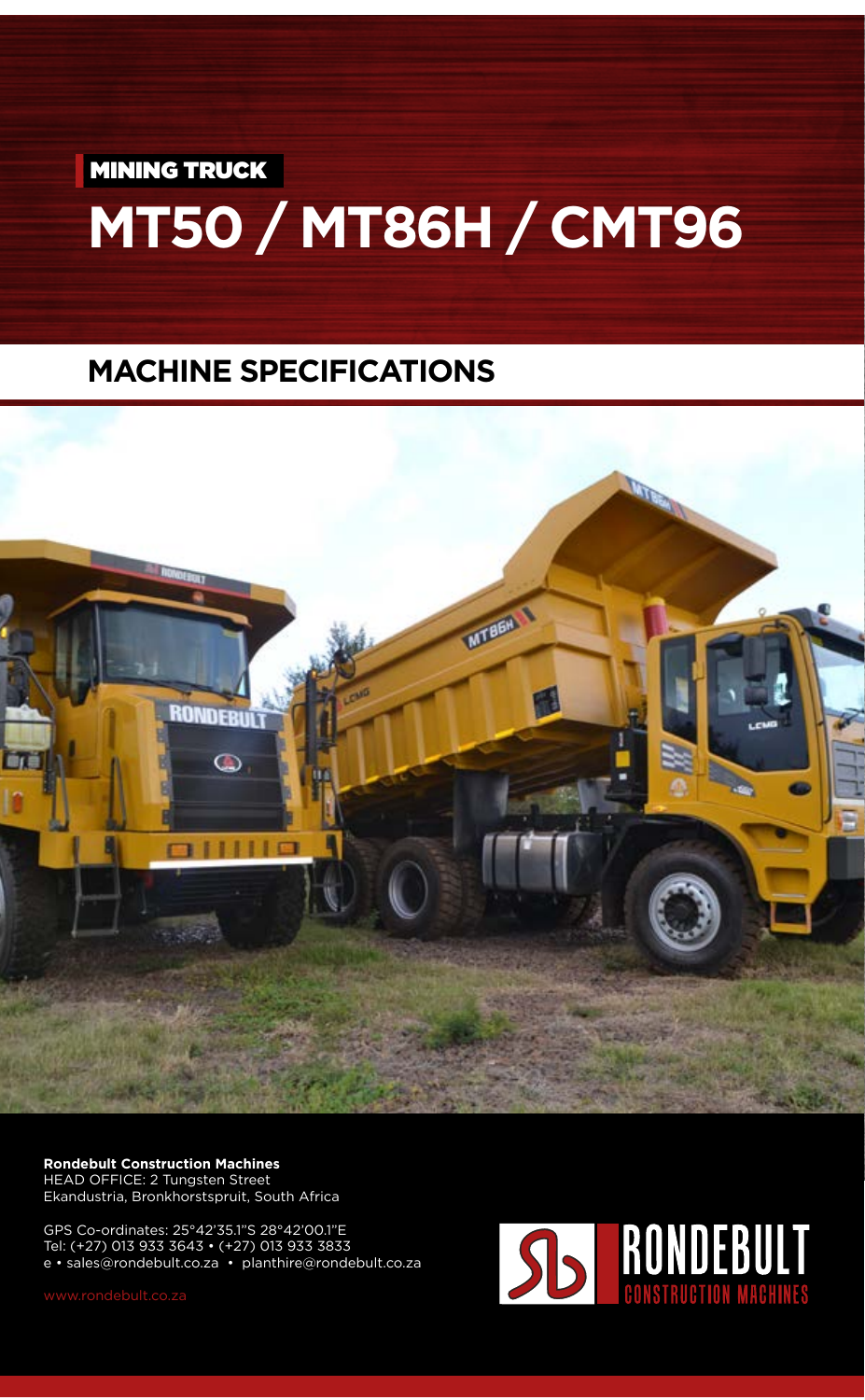MINING TRUCK

# MT50 / MT86H / CMT96

## MACHINE SPECIFICATIONS

**Rondebult Construction Machines**
HEAD OFFICE: 2 Tungsten Street
Ekandustria, Bronkhorstspruit, South Africa

GPS Co-ordinates: 25°42'35.1"S 28°42'00.1"E
Tel: (+27) 013 933 3643 • (+27) 013 933 3833
e • sales@rondebult.co.za • planthire@rondebult.co.za

www.rondebult.co.za

RONDEBULT
CONSTRUCTION MACHINES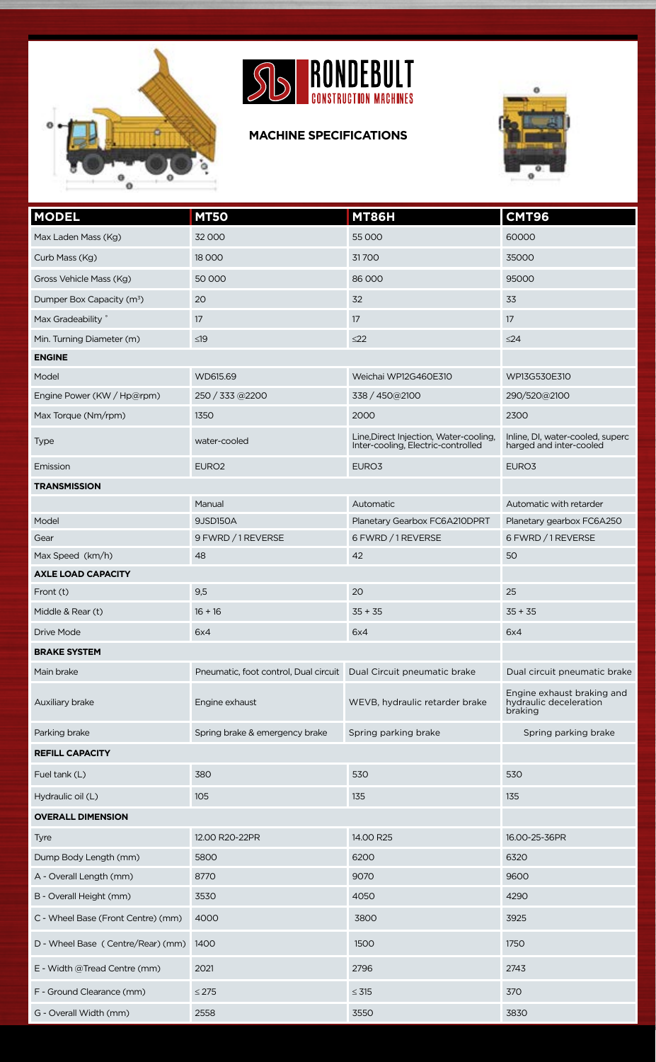RONDEBULT CONSTRUCTION MACHINES

## MACHINE SPECIFICATIONS

| MODEL | MT50 | MT86H | CMT96 |
|---|---|---|---|
| Max Laden Mass (Kg) | 32 000 | 55 000 | 60000 |
| Curb Mass (Kg) | 18 000 | 31 700 | 35000 |
| Gross Vehicle Mass (Kg) | 50 000 | 86 000 | 95000 |
| Dumper Box Capacity ($m^3$) | 20 | 32 | 33 |
| Max Gradeability ° | 17 | 17 | 17 |
| Min. Turning Diameter (m) | ≤19 | ≤22 | ≤24 |
| **ENGINE** | | | |
| Model | WD615.69 | Weichai WP12G460E310 | WP13G530E310 |
| Engine Power (KW / Hp@rpm) | 250 / 333 @2200 | 338 / 450@2100 | 290/520@2100 |
| Max Torque (Nm/rpm) | 1350 | 2000 | 2300 |
| Type | water-cooled | Line,Direct Injection, Water-cooling, Inter-cooling, Electric-controlled | Inline, DI, water-cooled, superc harged and inter-cooled |
| Emission | EURO2 | EURO3 | EURO3 |
| **TRANSMISSION** | | | |
| | Manual | Automatic | Automatic with retarder |
| Model | 9JSD150A | Planetary Gearbox FC6A210DPRT | Planetary gearbox FC6A250 |
| Gear | 9 FWRD / 1 REVERSE | 6 FWRD / 1 REVERSE | 6 FWRD / 1 REVERSE |
| Max Speed (km/h) | 48 | 42 | 50 |
| **AXLE LOAD CAPACITY** | | | |
| Front (t) | 9,5 | 20 | 25 |
| Middle & Rear (t) | 16 + 16 | 35 + 35 | 35 + 35 |
| Drive Mode | 6x4 | 6x4 | 6x4 |
| **BRAKE SYSTEM** | | | |
| Main brake | Pneumatic, foot control, Dual circuit | Dual Circuit pneumatic brake | Dual circuit pneumatic brake |
| Auxiliary brake | Engine exhaust | WEVB, hydraulic retarder brake | Engine exhaust braking and hydraulic deceleration braking |
| Parking brake | Spring brake & emergency brake | Spring parking brake | Spring parking brake |
| **REFILL CAPACITY** | | | |
| Fuel tank (L) | 380 | 530 | 530 |
| Hydraulic oil (L) | 105 | 135 | 135 |
| **OVERALL DIMENSION** | | | |
| Tyre | 12.00 R20-22PR | 14.00 R25 | 16.00-25-36PR |
| Dump Body Length (mm) | 5800 | 6200 | 6320 |
| A - Overall Length (mm) | 8770 | 9070 | 9600 |
| B - Overall Height (mm) | 3530 | 4050 | 4290 |
| C - Wheel Base (Front Centre) (mm) | 4000 | 3800 | 3925 |
| D - Wheel Base ( Centre/Rear) (mm) | 1400 | 1500 | 1750 |
| E - Width @Tread Centre (mm) | 2021 | 2796 | 2743 |
| F - Ground Clearance (mm) | ≤ 275 | ≤ 315 | 370 |
| G - Overall Width (mm) | 2558 | 3550 | 3830 |